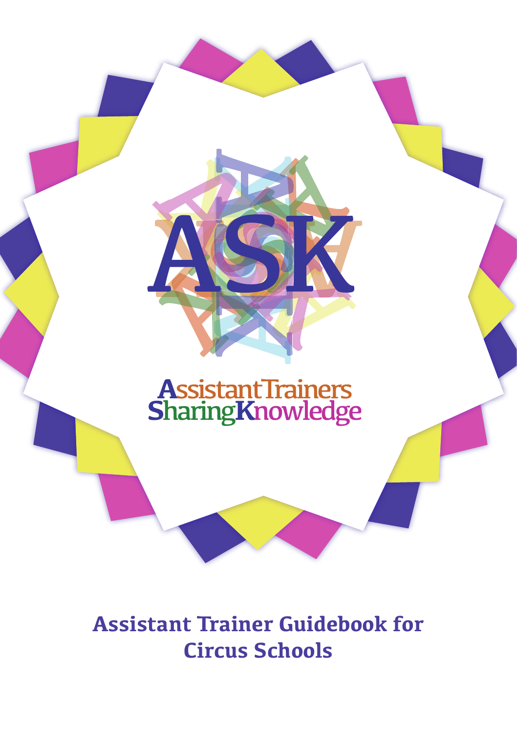# ASK

**Assistant Trainers Sharing Knowledge**

## Assistant Trainer Guidebook for Circus Schools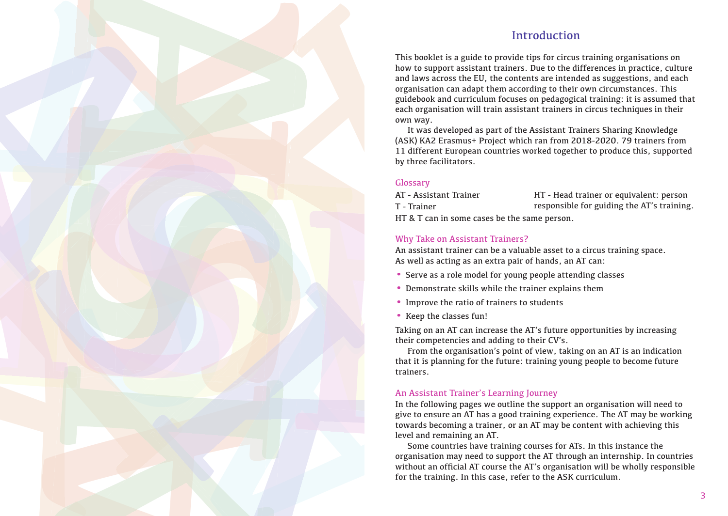# Introduction

This booklet is a guide to provide tips for circus training organisations on how to support assistant trainers. Due to the differences in practice, culture and laws across the EU, the contents are intended as suggestions, and each organisation can adapt them according to their own circumstances. This guidebook and curriculum focuses on pedagogical training: it is assumed that each organisation will train assistant trainers in circus techniques in their own way.

It was developed as part of the Assistant Trainers Sharing Knowledge (ASK) KA2 Erasmus+ Project which ran from 2018-2020. 79 trainers from 11 different European countries worked together to produce this, supported by three facilitators.

## Glossary

AT - Assistant Trainer

T - Trainer

HT - Head trainer or equivalent: person responsible for guiding the AT's training.

HT & T can in some cases be the same person.

## Why Take on Assistant Trainers?

An assistant trainer can be a valuable asset to a circus training space. As well as acting as an extra pair of hands, an AT can:

- Serve as a role model for young people attending classes
- Demonstrate skills while the trainer explains them
- Improve the ratio of trainers to students
- Keep the classes fun!

Taking on an AT can increase the AT's future opportunities by increasing their competencies and adding to their CV's.

From the organisation's point of view, taking on an AT is an indication that it is planning for the future: training young people to become future trainers.

## An Assistant Trainer's Learning Journey

In the following pages we outline the support an organisation will need to give to ensure an AT has a good training experience. The AT may be working towards becoming a trainer, or an AT may be content with achieving this level and remaining an AT.

Some countries have training courses for ATs. In this instance the organisation may need to support the AT through an internship. In countries without an official AT course the AT's organisation will be wholly responsible for the training. In this case, refer to the ASK curriculum.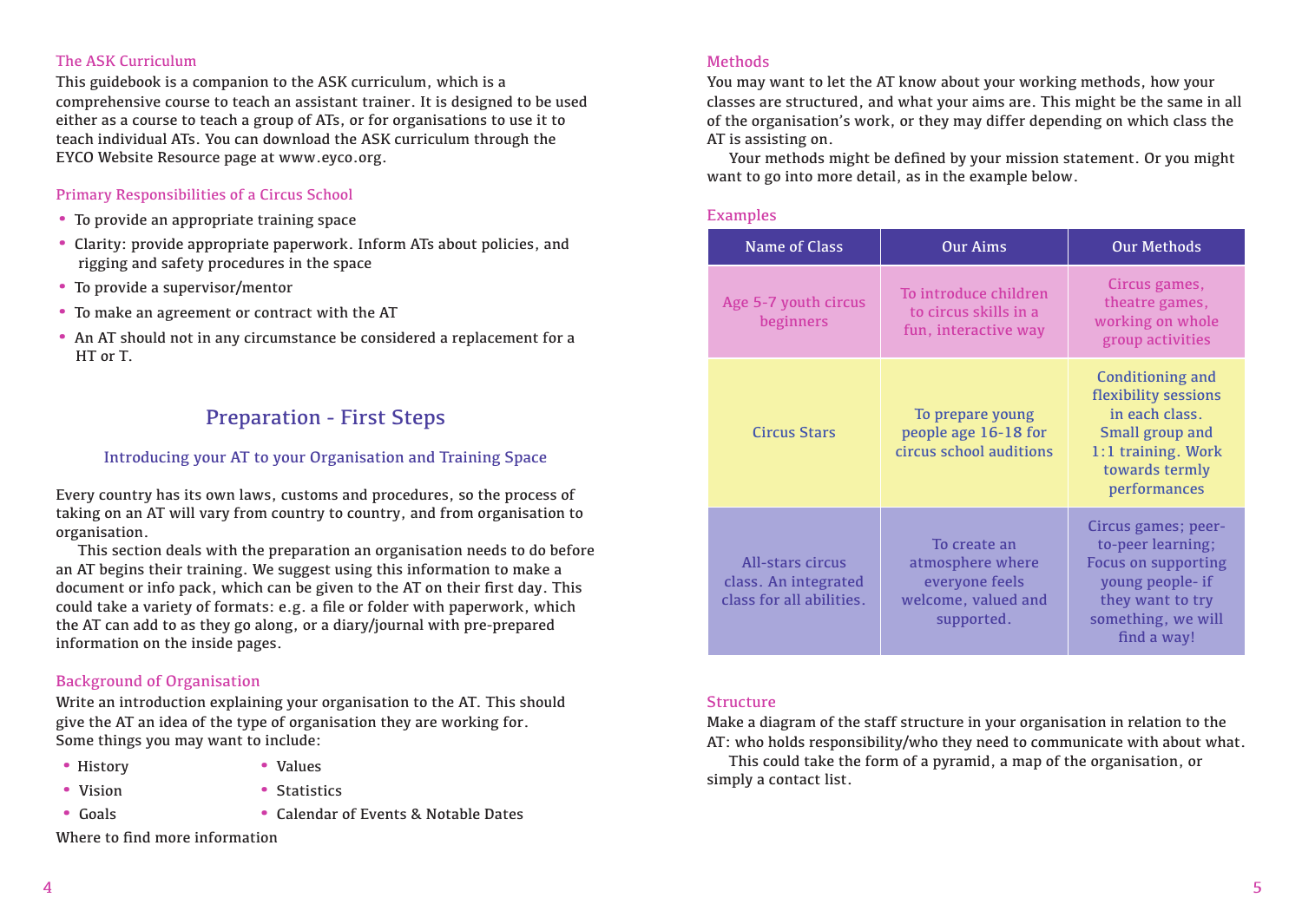### The ASK Curriculum

This guidebook is a companion to the ASK curriculum, which is a comprehensive course to teach an assistant trainer. It is designed to be used either as a course to teach a group of ATs, or for organisations to use it to teach individual ATs. You can download the ASK curriculum through the EYCO Website Resource page at www.eyco.org.

### Primary Responsibilities of a Circus School

- To provide an appropriate training space
- Clarity: provide appropriate paperwork. Inform ATs about policies, and rigging and safety procedures in the space
- To provide a supervisor/mentor
- To make an agreement or contract with the AT
- An AT should not in any circumstance be considered a replacement for a HT or T.

## Preparation - First Steps

### Introducing your AT to your Organisation and Training Space

Every country has its own laws, customs and procedures, so the process of taking on an AT will vary from country to country, and from organisation to organisation.

This section deals with the preparation an organisation needs to do before an AT begins their training. We suggest using this information to make a document or info pack, which can be given to the AT on their first day. This could take a variety of formats: e.g. a file or folder with paperwork, which the AT can add to as they go along, or a diary/journal with pre-prepared information on the inside pages.

### Background of Organisation

Write an introduction explaining your organisation to the AT. This should give the AT an idea of the type of organisation they are working for. Some things you may want to include:

- History
- Vision
- Goals
- Values
- Statistics
- Calendar of Events & Notable Dates

Where to find more information

### Methods

You may want to let the AT know about your working methods, how your classes are structured, and what your aims are. This might be the same in all of the organisation's work, or they may differ depending on which class the AT is assisting on.

Your methods might be defined by your mission statement. Or you might want to go into more detail, as in the example below.

### Examples

| Name of Class | Our Aims | Our Methods |
|---|---|---|
| Age 5-7 youth circus beginners | To introduce children to circus skills in a fun, interactive way | Circus games, theatre games, working on whole group activities |
| Circus Stars | To prepare young people age 16-18 for circus school auditions | Conditioning and flexibility sessions in each class. Small group and 1:1 training. Work towards termly performances |
| All-stars circus class. An integrated class for all abilities. | To create an atmosphere where everyone feels welcome, valued and supported. | Circus games; peer-to-peer learning; Focus on supporting young people- if they want to try something, we will find a way! |

### Structure

Make a diagram of the staff structure in your organisation in relation to the AT: who holds responsibility/who they need to communicate with about what.

This could take the form of a pyramid, a map of the organisation, or simply a contact list.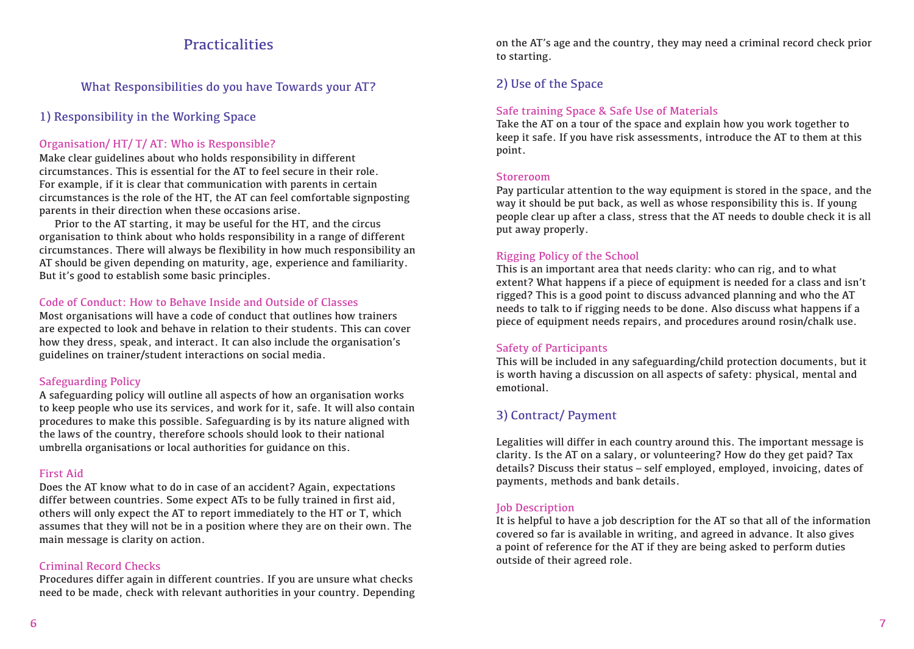# Practicalities

## What Responsibilities do you have Towards your AT?

### 1) Responsibility in the Working Space

#### Organisation/ HT/ T/ AT: Who is Responsible?

Make clear guidelines about who holds responsibility in different circumstances. This is essential for the AT to feel secure in their role. For example, if it is clear that communication with parents in certain circumstances is the role of the HT, the AT can feel comfortable signposting parents in their direction when these occasions arise.

Prior to the AT starting, it may be useful for the HT, and the circus organisation to think about who holds responsibility in a range of different circumstances. There will always be flexibility in how much responsibility an AT should be given depending on maturity, age, experience and familiarity. But it's good to establish some basic principles.

#### Code of Conduct: How to Behave Inside and Outside of Classes

Most organisations will have a code of conduct that outlines how trainers are expected to look and behave in relation to their students. This can cover how they dress, speak, and interact. It can also include the organisation's guidelines on trainer/student interactions on social media.

#### Safeguarding Policy

A safeguarding policy will outline all aspects of how an organisation works to keep people who use its services, and work for it, safe. It will also contain procedures to make this possible. Safeguarding is by its nature aligned with the laws of the country, therefore schools should look to their national umbrella organisations or local authorities for guidance on this.

#### First Aid

Does the AT know what to do in case of an accident? Again, expectations differ between countries. Some expect ATs to be fully trained in first aid, others will only expect the AT to report immediately to the HT or T, which assumes that they will not be in a position where they are on their own. The main message is clarity on action.

#### Criminal Record Checks

Procedures differ again in different countries. If you are unsure what checks need to be made, check with relevant authorities in your country. Depending on the AT's age and the country, they may need a criminal record check prior to starting.

### 2) Use of the Space

#### Safe training Space & Safe Use of Materials

Take the AT on a tour of the space and explain how you work together to keep it safe. If you have risk assessments, introduce the AT to them at this point.

#### Storeroom

Pay particular attention to the way equipment is stored in the space, and the way it should be put back, as well as whose responsibility this is. If young people clear up after a class, stress that the AT needs to double check it is all put away properly.

#### Rigging Policy of the School

This is an important area that needs clarity: who can rig, and to what extent? What happens if a piece of equipment is needed for a class and isn't rigged? This is a good point to discuss advanced planning and who the AT needs to talk to if rigging needs to be done. Also discuss what happens if a piece of equipment needs repairs, and procedures around rosin/chalk use.

#### Safety of Participants

This will be included in any safeguarding/child protection documents, but it is worth having a discussion on all aspects of safety: physical, mental and emotional.

### 3) Contract/ Payment

Legalities will differ in each country around this. The important message is clarity. Is the AT on a salary, or volunteering? How do they get paid? Tax details? Discuss their status – self employed, employed, invoicing, dates of payments, methods and bank details.

#### Job Description

It is helpful to have a job description for the AT so that all of the information covered so far is available in writing, and agreed in advance. It also gives a point of reference for the AT if they are being asked to perform duties outside of their agreed role.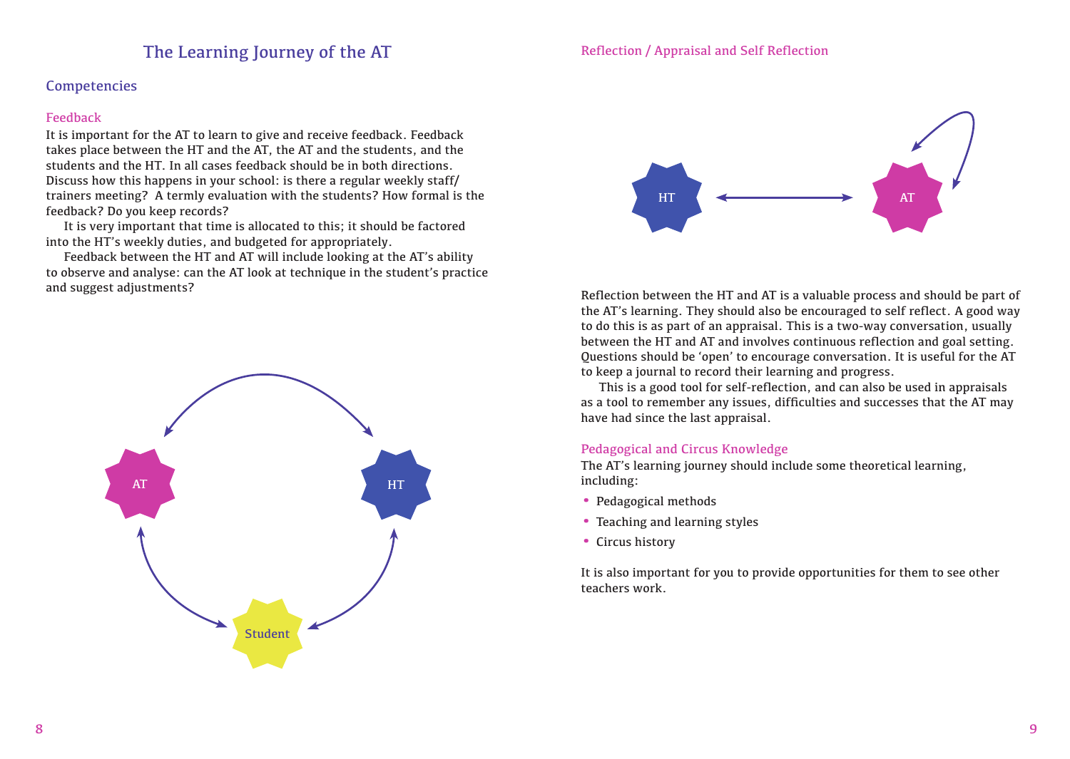# The Learning Journey of the AT

## Competencies

### Feedback

It is important for the AT to learn to give and receive feedback. Feedback takes place between the HT and the AT, the AT and the students, and the students and the HT. In all cases feedback should be in both directions. Discuss how this happens in your school: is there a regular weekly staff/trainers meeting? A termly evaluation with the students? How formal is the feedback? Do you keep records?

It is very important that time is allocated to this; it should be factored into the HT's weekly duties, and budgeted for appropriately.

Feedback between the HT and AT will include looking at the AT's ability to observe and analyse: can the AT look at technique in the student's practice and suggest adjustments?

AT

HT

Student

### Reflection / Appraisal and Self Reflection

HT

AT

Reflection between the HT and AT is a valuable process and should be part of the AT's learning. They should also be encouraged to self reflect. A good way to do this is as part of an appraisal. This is a two-way conversation, usually between the HT and AT and involves continuous reflection and goal setting. Questions should be 'open' to encourage conversation. It is useful for the AT to keep a journal to record their learning and progress.

This is a good tool for self-reflection, and can also be used in appraisals as a tool to remember any issues, difficulties and successes that the AT may have had since the last appraisal.

### Pedagogical and Circus Knowledge

The AT's learning journey should include some theoretical learning, including:

- Pedagogical methods
- Teaching and learning styles
- Circus history

It is also important for you to provide opportunities for them to see other teachers work.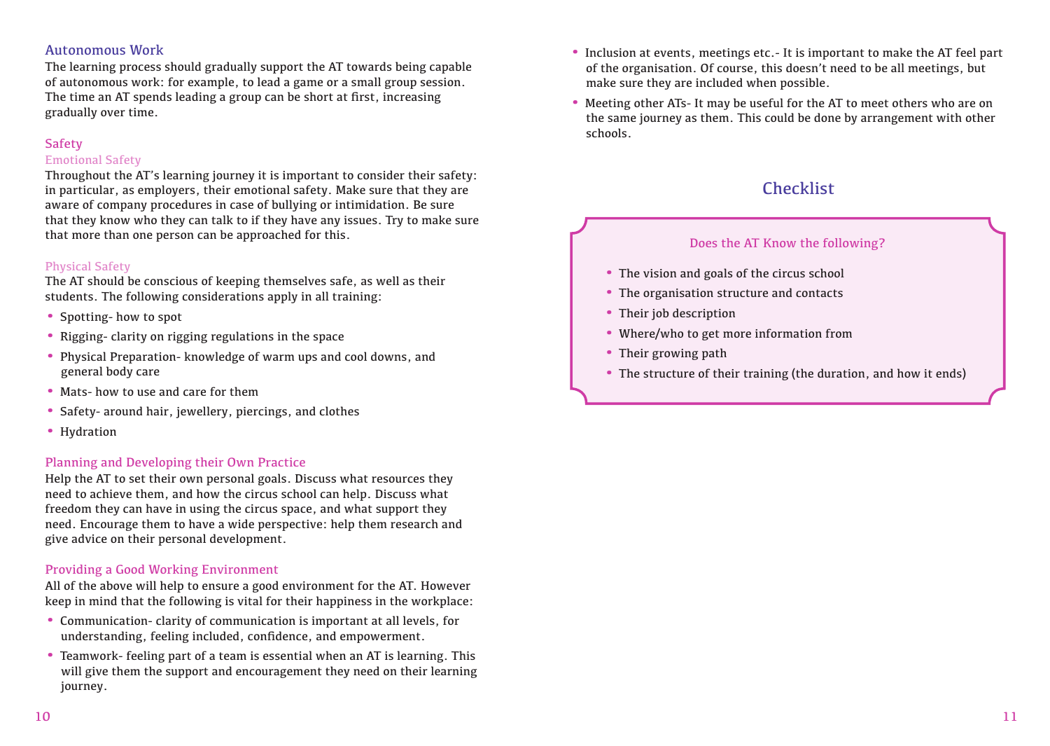### Autonomous Work

The learning process should gradually support the AT towards being capable of autonomous work: for example, to lead a game or a small group session. The time an AT spends leading a group can be short at first, increasing gradually over time.

### Safety

#### Emotional Safety

Throughout the AT's learning journey it is important to consider their safety: in particular, as employers, their emotional safety. Make sure that they are aware of company procedures in case of bullying or intimidation. Be sure that they know who they can talk to if they have any issues. Try to make sure that more than one person can be approached for this.

#### Physical Safety

The AT should be conscious of keeping themselves safe, as well as their students. The following considerations apply in all training:

- Spotting- how to spot
- Rigging- clarity on rigging regulations in the space
- Physical Preparation- knowledge of warm ups and cool downs, and general body care
- Mats- how to use and care for them
- Safety- around hair, jewellery, piercings, and clothes
- Hydration

### Planning and Developing their Own Practice

Help the AT to set their own personal goals. Discuss what resources they need to achieve them, and how the circus school can help. Discuss what freedom they can have in using the circus space, and what support they need. Encourage them to have a wide perspective: help them research and give advice on their personal development.

### Providing a Good Working Environment

All of the above will help to ensure a good environment for the AT. However keep in mind that the following is vital for their happiness in the workplace:

- Communication- clarity of communication is important at all levels, for understanding, feeling included, confidence, and empowerment.
- Teamwork- feeling part of a team is essential when an AT is learning. This will give them the support and encouragement they need on their learning journey.
- Inclusion at events, meetings etc.- It is important to make the AT feel part of the organisation. Of course, this doesn't need to be all meetings, but make sure they are included when possible.
- Meeting other ATs- It may be useful for the AT to meet others who are on the same journey as them. This could be done by arrangement with other schools.

## Checklist

**Does the AT Know the following?**

- The vision and goals of the circus school
- The organisation structure and contacts
- Their job description
- Where/who to get more information from
- Their growing path
- The structure of their training (the duration, and how it ends)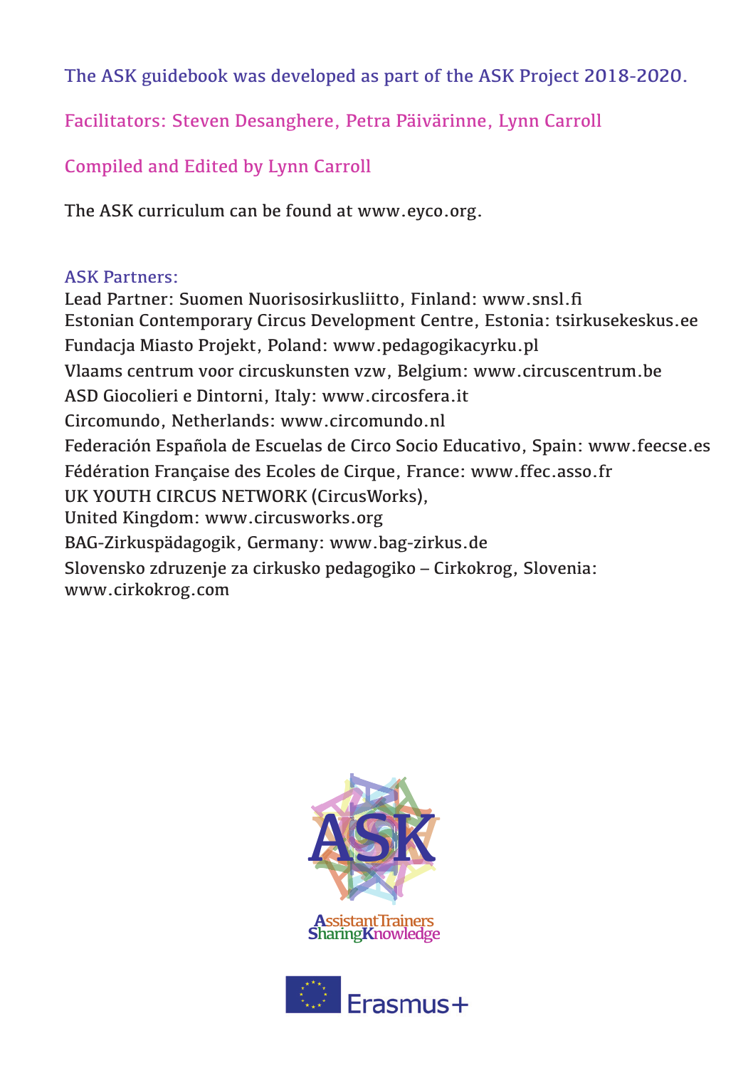The ASK guidebook was developed as part of the ASK Project 2018-2020.

Facilitators: Steven Desanghere, Petra Päivärinne, Lynn Carroll

Compiled and Edited by Lynn Carroll

The ASK curriculum can be found at www.eyco.org.

ASK Partners:

Lead Partner: Suomen Nuorisosirkusliitto, Finland: www.snsl.fi
Estonian Contemporary Circus Development Centre, Estonia: tsirkusekeskus.ee
Fundacja Miasto Projekt, Poland: www.pedagogikacyrku.pl
Vlaams centrum voor circuskunsten vzw, Belgium: www.circuscentrum.be
ASD Giocolieri e Dintorni, Italy: www.circosfera.it
Circomundo, Netherlands: www.circomundo.nl
Federación Española de Escuelas de Circo Socio Educativo, Spain: www.feecse.es
Fédération Française des Ecoles de Cirque, France: www.ffec.asso.fr
UK YOUTH CIRCUS NETWORK (CircusWorks),
United Kingdom: www.circusworks.org
BAG-Zirkuspädagogik, Germany: www.bag-zirkus.de
Slovensko zdruzenje za cirkusko pedagogiko – Cirkokrog, Slovenia:
www.cirkokrog.com

ASK

Assistant Trainers Sharing Knowledge

Erasmus+